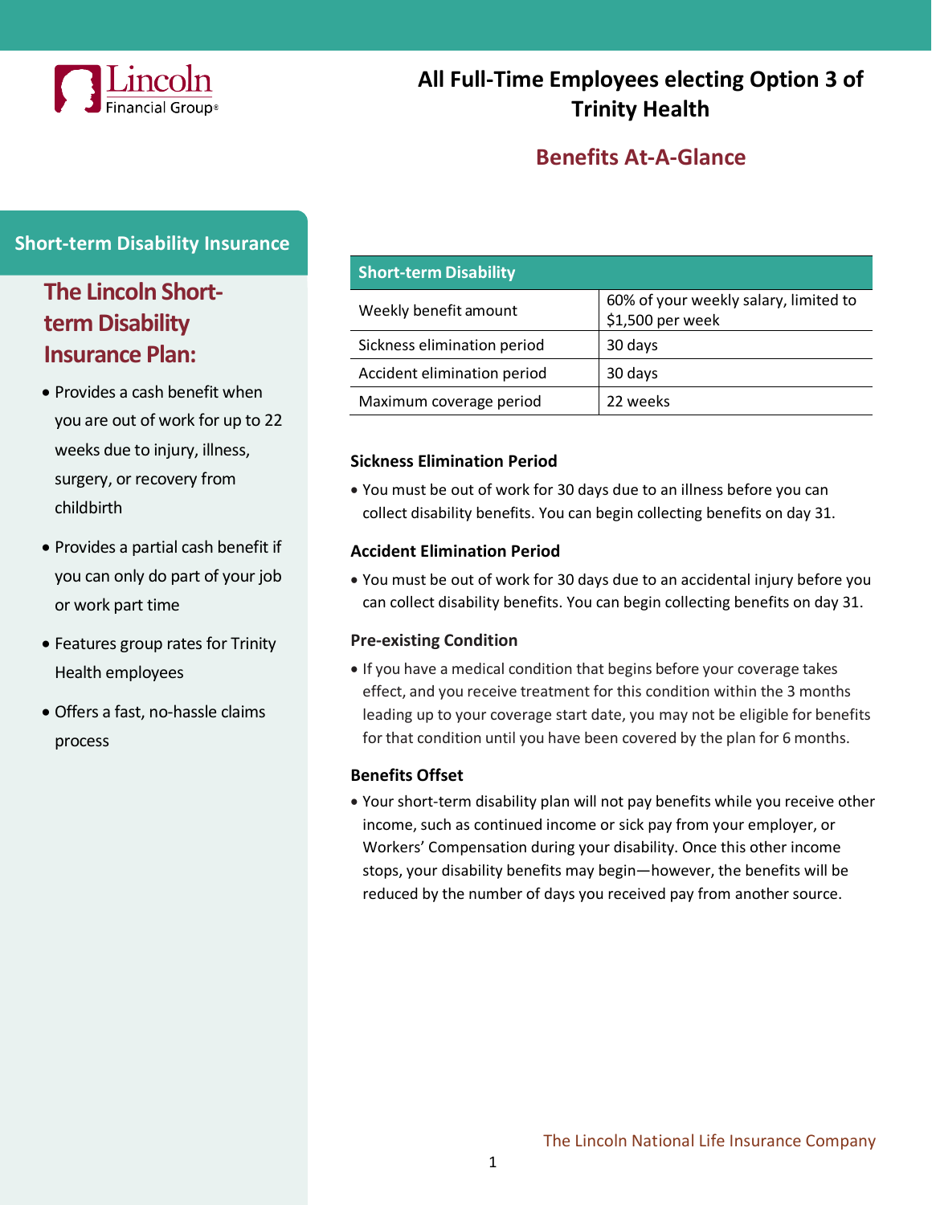# All Full-Time Employees electing Option 3 of Trinity Health

## Benefits At-A-Glance

## Short-term Disability Insurance

### The Lincoln Short-term Disability Insurance Plan:

- Provides a cash benefit when you are out of work for up to 22 weeks due to injury, illness, surgery, or recovery from childbirth
- Provides a partial cash benefit if you can only do part of your job or work part time
- Features group rates for Trinity Health employees
- Offers a fast, no-hassle claims process

| Short-term Disability | |
|---|---|
| Weekly benefit amount | 60% of your weekly salary, limited to $1,500 per week |
| Sickness elimination period | 30 days |
| Accident elimination period | 30 days |
| Maximum coverage period | 22 weeks |

**Sickness Elimination Period**

- You must be out of work for 30 days due to an illness before you can collect disability benefits. You can begin collecting benefits on day 31.

**Accident Elimination Period**

- You must be out of work for 30 days due to an accidental injury before you can collect disability benefits. You can begin collecting benefits on day 31.

**Pre-existing Condition**

- If you have a medical condition that begins before your coverage takes effect, and you receive treatment for this condition within the 3 months leading up to your coverage start date, you may not be eligible for benefits for that condition until you have been covered by the plan for 6 months.

**Benefits Offset**

- Your short-term disability plan will not pay benefits while you receive other income, such as continued income or sick pay from your employer, or Workers' Compensation during your disability. Once this other income stops, your disability benefits may begin—however, the benefits will be reduced by the number of days you received pay from another source.

The Lincoln National Life Insurance Company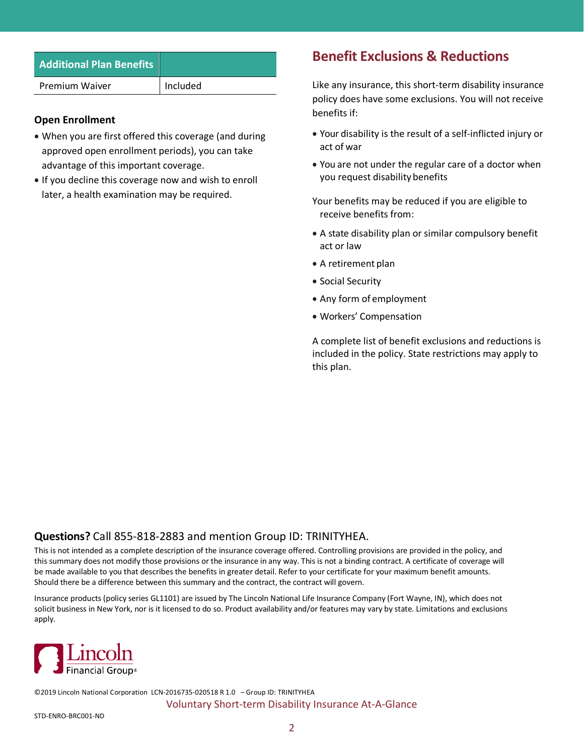| Additional Plan Benefits | |
|---|---|
| Premium Waiver | Included |

**Open Enrollment**

- When you are first offered this coverage (and during approved open enrollment periods), you can take advantage of this important coverage.
- If you decline this coverage now and wish to enroll later, a health examination may be required.

## Benefit Exclusions & Reductions

Like any insurance, this short-term disability insurance policy does have some exclusions. You will not receive benefits if:

- Your disability is the result of a self-inflicted injury or act of war
- You are not under the regular care of a doctor when you request disability benefits

Your benefits may be reduced if you are eligible to receive benefits from:

- A state disability plan or similar compulsory benefit act or law
- A retirement plan
- Social Security
- Any form of employment
- Workers' Compensation

A complete list of benefit exclusions and reductions is included in the policy. State restrictions may apply to this plan.

**Questions?** Call 855-818-2883 and mention Group ID: TRINITYHEA.

This is not intended as a complete description of the insurance coverage offered. Controlling provisions are provided in the policy, and this summary does not modify those provisions or the insurance in any way. This is not a binding contract. A certificate of coverage will be made available to you that describes the benefits in greater detail. Refer to your certificate for your maximum benefit amounts. Should there be a difference between this summary and the contract, the contract will govern.

Insurance products (policy series GL1101) are issued by The Lincoln National Life Insurance Company (Fort Wayne, IN), which does not solicit business in New York, nor is it licensed to do so. Product availability and/or features may vary by state. Limitations and exclusions apply.

Lincoln Financial Group®

©2019 Lincoln National Corporation LCN-2016735-020518 R 1.0 – Group ID: TRINITYHEA

Voluntary Short-term Disability Insurance At-A-Glance

STD-ENRO-BRC001-ND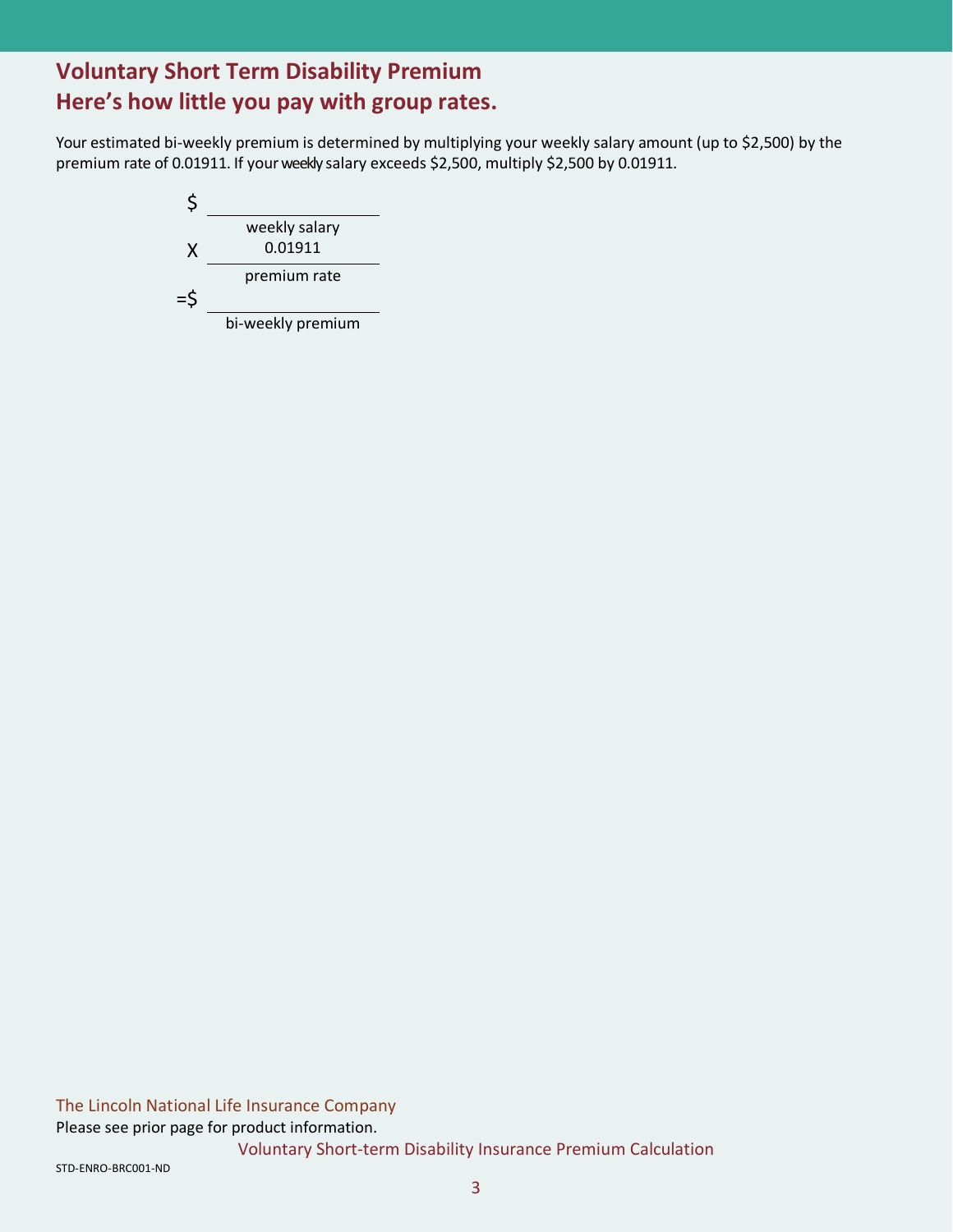## Voluntary Short Term Disability Premium
## Here's how little you pay with group rates.

Your estimated bi-weekly premium is determined by multiplying your weekly salary amount (up to $2,500) by the premium rate of 0.01911. If your weekly salary exceeds $2,500, multiply $2,500 by 0.01911.

$ ____________________
weekly salary

X 0.01911
premium rate

=$ ____________________
bi-weekly premium

The Lincoln National Life Insurance Company

Please see prior page for product information.

Voluntary Short-term Disability Insurance Premium Calculation

STD-ENRO-BRC001-ND